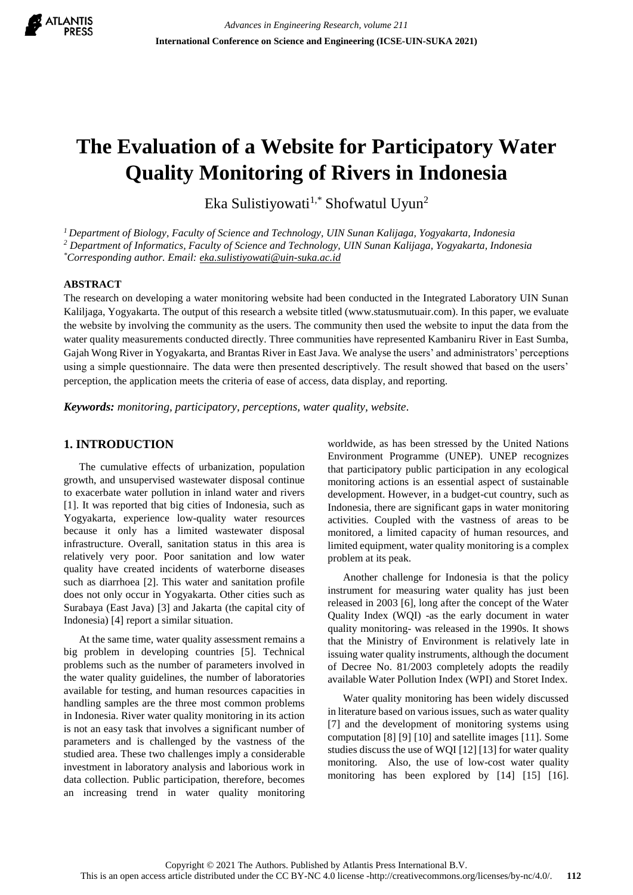# The Evaluation of a Website for Participatory Water Quality Monitoring of Rivers in Indonesia

Eka Sulistiyowati[1,*] Shofwatul Uyun[2]

[1] *Department of Biology, Faculty of Science and Technology, UIN Sunan Kalijaga, Yogyakarta, Indonesia*
[2] *Department of Informatics, Faculty of Science and Technology, UIN Sunan Kalijaga, Yogyakarta, Indonesia*
[*] *Corresponding author. Email: eka.sulistiyowati@uin-suka.ac.id*

## ABSTRACT

The research on developing a water monitoring website had been conducted in the Integrated Laboratory UIN Sunan Kaliljaga, Yogyakarta. The output of this research a website titled (www.statusmutuair.com). In this paper, we evaluate the website by involving the community as the users. The community then used the website to input the data from the water quality measurements conducted directly. Three communities have represented Kambaniru River in East Sumba, Gajah Wong River in Yogyakarta, and Brantas River in East Java. We analyse the users' and administrators' perceptions using a simple questionnaire. The data were then presented descriptively. The result showed that based on the users' perception, the application meets the criteria of ease of access, data display, and reporting.

***Keywords:*** *monitoring, participatory, perceptions, water quality, website*.

## 1. INTRODUCTION

The cumulative effects of urbanization, population growth, and unsupervised wastewater disposal continue to exacerbate water pollution in inland water and rivers [1]. It was reported that big cities of Indonesia, such as Yogyakarta, experience low-quality water resources because it only has a limited wastewater disposal infrastructure. Overall, sanitation status in this area is relatively very poor. Poor sanitation and low water quality have created incidents of waterborne diseases such as diarrhoea [2]. This water and sanitation profile does not only occur in Yogyakarta. Other cities such as Surabaya (East Java) [3] and Jakarta (the capital city of Indonesia) [4] report a similar situation.

At the same time, water quality assessment remains a big problem in developing countries [5]. Technical problems such as the number of parameters involved in the water quality guidelines, the number of laboratories available for testing, and human resources capacities in handling samples are the three most common problems in Indonesia. River water quality monitoring in its action is not an easy task that involves a significant number of parameters and is challenged by the vastness of the studied area. These two challenges imply a considerable investment in laboratory analysis and laborious work in data collection. Public participation, therefore, becomes an increasing trend in water quality monitoring worldwide, as has been stressed by the United Nations Environment Programme (UNEP). UNEP recognizes that participatory public participation in any ecological monitoring actions is an essential aspect of sustainable development. However, in a budget-cut country, such as Indonesia, there are significant gaps in water monitoring activities. Coupled with the vastness of areas to be monitored, a limited capacity of human resources, and limited equipment, water quality monitoring is a complex problem at its peak.

Another challenge for Indonesia is that the policy instrument for measuring water quality has just been released in 2003 [6], long after the concept of the Water Quality Index (WQI) -as the early document in water quality monitoring- was released in the 1990s. It shows that the Ministry of Environment is relatively late in issuing water quality instruments, although the document of Decree No. 81/2003 completely adopts the readily available Water Pollution Index (WPI) and Storet Index.

Water quality monitoring has been widely discussed in literature based on various issues, such as water quality [7] and the development of monitoring systems using computation [8] [9] [10] and satellite images [11]. Some studies discuss the use of WQI [12] [13] for water quality monitoring. Also, the use of low-cost water quality monitoring has been explored by [14] [15] [16].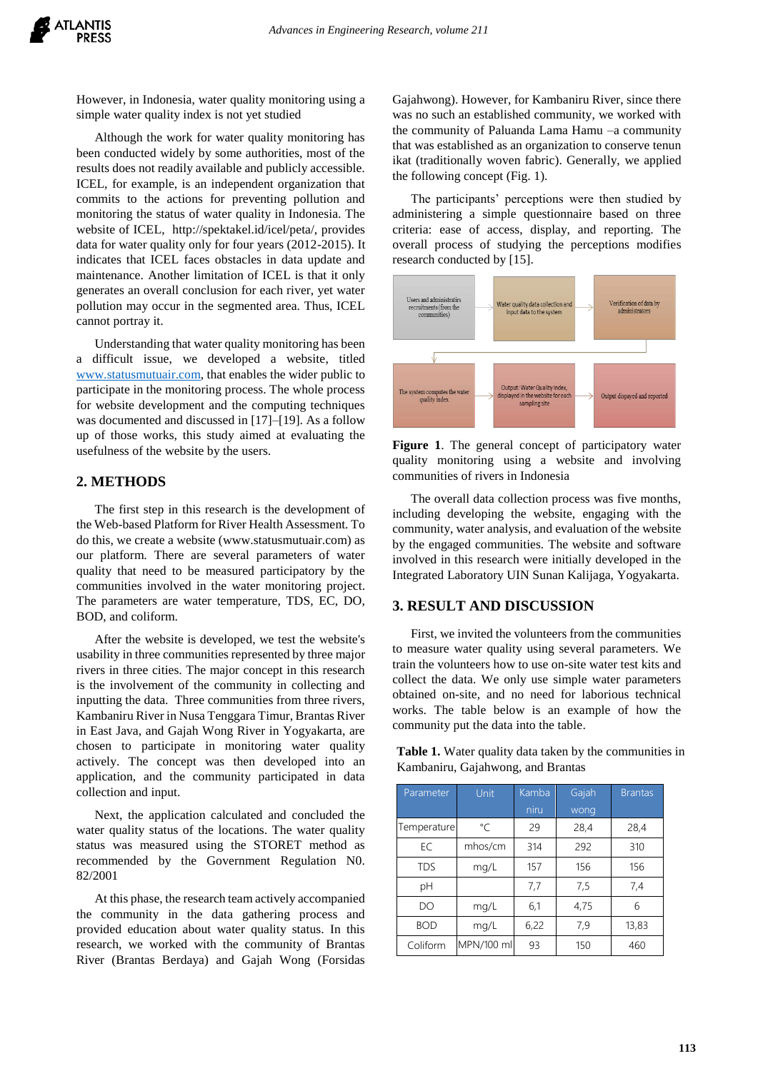However, in Indonesia, water quality monitoring using a simple water quality index is not yet studied

Although the work for water quality monitoring has been conducted widely by some authorities, most of the results does not readily available and publicly accessible. ICEL, for example, is an independent organization that commits to the actions for preventing pollution and monitoring the status of water quality in Indonesia. The website of ICEL, http://spektakel.id/icel/peta/, provides data for water quality only for four years (2012-2015). It indicates that ICEL faces obstacles in data update and maintenance. Another limitation of ICEL is that it only generates an overall conclusion for each river, yet water pollution may occur in the segmented area. Thus, ICEL cannot portray it.

Understanding that water quality monitoring has been a difficult issue, we developed a website, titled www.statusmutuair.com, that enables the wider public to participate in the monitoring process. The whole process for website development and the computing techniques was documented and discussed in [17]–[19]. As a follow up of those works, this study aimed at evaluating the usefulness of the website by the users.

## 2. METHODS

The first step in this research is the development of the Web-based Platform for River Health Assessment. To do this, we create a website (www.statusmutuair.com) as our platform. There are several parameters of water quality that need to be measured participatory by the communities involved in the water monitoring project. The parameters are water temperature, TDS, EC, DO, BOD, and coliform.

After the website is developed, we test the website's usability in three communities represented by three major rivers in three cities. The major concept in this research is the involvement of the community in collecting and inputting the data. Three communities from three rivers, Kambaniru River in Nusa Tenggara Timur, Brantas River in East Java, and Gajah Wong River in Yogyakarta, are chosen to participate in monitoring water quality actively. The concept was then developed into an application, and the community participated in data collection and input.

Next, the application calculated and concluded the water quality status of the locations. The water quality status was measured using the STORET method as recommended by the Government Regulation N0. 82/2001

At this phase, the research team actively accompanied the community in the data gathering process and provided education about water quality status. In this research, we worked with the community of Brantas River (Brantas Berdaya) and Gajah Wong (Forsidas Gajahwong). However, for Kambaniru River, since there was no such an established community, we worked with the community of Paluanda Lama Hamu –a community that was established as an organization to conserve tenun ikat (traditionally woven fabric). Generally, we applied the following concept (Fig. 1).

The participants' perceptions were then studied by administering a simple questionnaire based on three criteria: ease of access, display, and reporting. The overall process of studying the perceptions modifies research conducted by [15].

Users and administratirs recruitments (from the communities) → Water quality data collection and input data to the system → Verification of data by administrators → The system computes the water quality index → Output: Water Quality Index, displayed in the website for each sampling site → Output dispayed and reported

**Figure 1**. The general concept of participatory water quality monitoring using a website and involving communities of rivers in Indonesia

The overall data collection process was five months, including developing the website, engaging with the community, water analysis, and evaluation of the website by the engaged communities. The website and software involved in this research were initially developed in the Integrated Laboratory UIN Sunan Kalijaga, Yogyakarta.

## 3. RESULT AND DISCUSSION

First, we invited the volunteers from the communities to measure water quality using several parameters. We train the volunteers how to use on-site water test kits and collect the data. We only use simple water parameters obtained on-site, and no need for laborious technical works. The table below is an example of how the community put the data into the table.

**Table 1.** Water quality data taken by the communities in Kambaniru, Gajahwong, and Brantas

| Parameter | Unit | Kambaniru | Gajah wong | Brantas |
|---|---|---|---|---|
| Temperature | °C | 29 | 28,4 | 28,4 |
| EC | mhos/cm | 314 | 292 | 310 |
| TDS | mg/L | 157 | 156 | 156 |
| pH | | 7,7 | 7,5 | 7,4 |
| DO | mg/L | 6,1 | 4,75 | 6 |
| BOD | mg/L | 6,22 | 7,9 | 13,83 |
| Coliform | MPN/100 ml | 93 | 150 | 460 |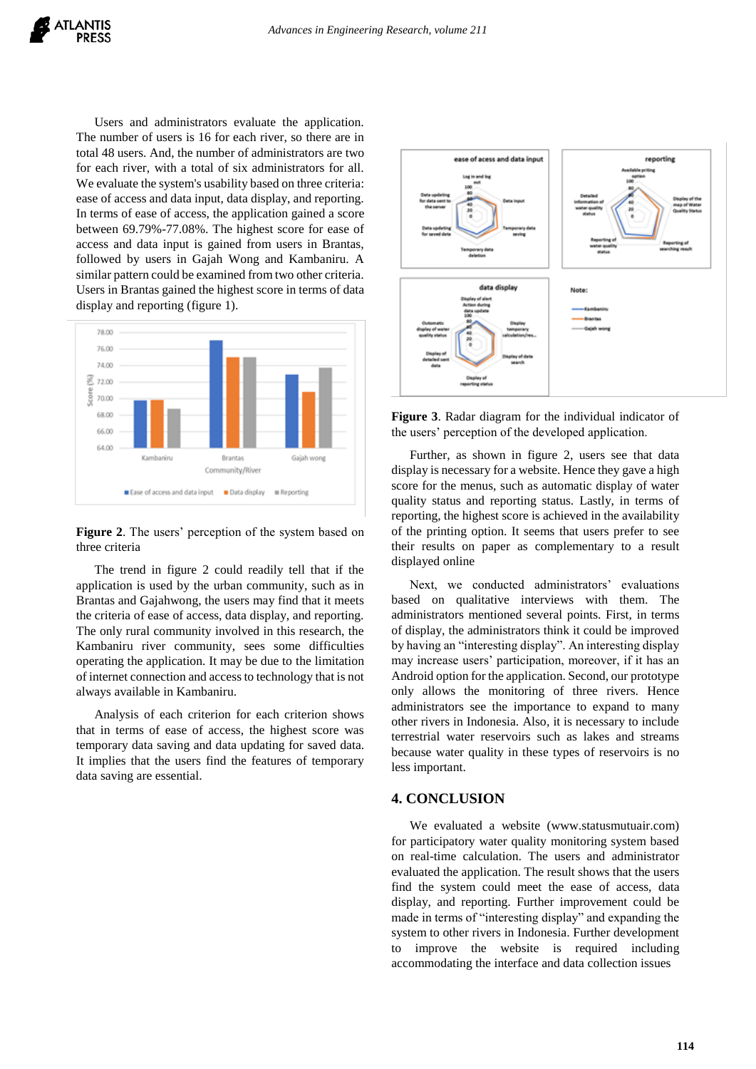Users and administrators evaluate the application. The number of users is 16 for each river, so there are in total 48 users. And, the number of administrators are two for each river, with a total of six administrators for all. We evaluate the system's usability based on three criteria: ease of access and data input, data display, and reporting. In terms of ease of access, the application gained a score between 69.79%-77.08%. The highest score for ease of access and data input is gained from users in Brantas, followed by users in Gajah Wong and Kambaniru. A similar pattern could be examined from two other criteria. Users in Brantas gained the highest score in terms of data display and reporting (figure 1).

**Figure 2**. The users' perception of the system based on three criteria

The trend in figure 2 could readily tell that if the application is used by the urban community, such as in Brantas and Gajahwong, the users may find that it meets the criteria of ease of access, data display, and reporting. The only rural community involved in this research, the Kambaniru river community, sees some difficulties operating the application. It may be due to the limitation of internet connection and access to technology that is not always available in Kambaniru.

Analysis of each criterion for each criterion shows that in terms of ease of access, the highest score was temporary data saving and data updating for saved data. It implies that the users find the features of temporary data saving are essential.

**Figure 3**. Radar diagram for the individual indicator of the users' perception of the developed application.

Further, as shown in figure 2, users see that data display is necessary for a website. Hence they gave a high score for the menus, such as automatic display of water quality status and reporting status. Lastly, in terms of reporting, the highest score is achieved in the availability of the printing option. It seems that users prefer to see their results on paper as complementary to a result displayed online

Next, we conducted administrators' evaluations based on qualitative interviews with them. The administrators mentioned several points. First, in terms of display, the administrators think it could be improved by having an "interesting display". An interesting display may increase users' participation, moreover, if it has an Android option for the application. Second, our prototype only allows the monitoring of three rivers. Hence administrators see the importance to expand to many other rivers in Indonesia. Also, it is necessary to include terrestrial water reservoirs such as lakes and streams because water quality in these types of reservoirs is no less important.

## 4. CONCLUSION

We evaluated a website (www.statusmutuair.com) for participatory water quality monitoring system based on real-time calculation. The users and administrator evaluated the application. The result shows that the users find the system could meet the ease of access, data display, and reporting. Further improvement could be made in terms of "interesting display" and expanding the system to other rivers in Indonesia. Further development to improve the website is required including accommodating the interface and data collection issues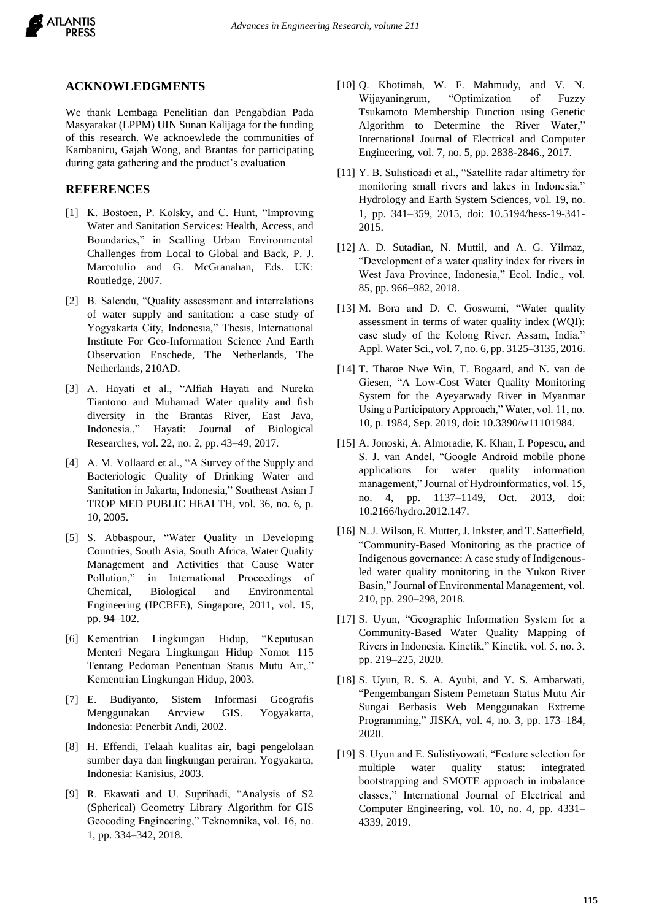## ACKNOWLEDGMENTS

We thank Lembaga Penelitian dan Pengabdian Pada Masyarakat (LPPM) UIN Sunan Kalijaga for the funding of this research. We acknoewlede the communities of Kambaniru, Gajah Wong, and Brantas for participating during gata gathering and the product's evaluation

## REFERENCES

[1] K. Bostoen, P. Kolsky, and C. Hunt, "Improving Water and Sanitation Services: Health, Access, and Boundaries," in Scalling Urban Environmental Challenges from Local to Global and Back, P. J. Marcotulio and G. McGranahan, Eds. UK: Routledge, 2007.

[2] B. Salendu, "Quality assessment and interrelations of water supply and sanitation: a case study of Yogyakarta City, Indonesia," Thesis, International Institute For Geo-Information Science And Earth Observation Enschede, The Netherlands, The Netherlands, 210AD.

[3] A. Hayati et al., "Alfiah Hayati and Nureka Tiantono and Muhamad Water quality and fish diversity in the Brantas River, East Java, Indonesia.," Hayati: Journal of Biological Researches, vol. 22, no. 2, pp. 43–49, 2017.

[4] A. M. Vollaard et al., "A Survey of the Supply and Bacteriologic Quality of Drinking Water and Sanitation in Jakarta, Indonesia," Southeast Asian J TROP MED PUBLIC HEALTH, vol. 36, no. 6, p. 10, 2005.

[5] S. Abbaspour, "Water Quality in Developing Countries, South Asia, South Africa, Water Quality Management and Activities that Cause Water Pollution," in International Proceedings of Chemical, Biological and Environmental Engineering (IPCBEE), Singapore, 2011, vol. 15, pp. 94–102.

[6] Kementrian Lingkungan Hidup, "Keputusan Menteri Negara Lingkungan Hidup Nomor 115 Tentang Pedoman Penentuan Status Mutu Air,." Kementrian Lingkungan Hidup, 2003.

[7] E. Budiyanto, Sistem Informasi Geografis Menggunakan Arcview GIS. Yogyakarta, Indonesia: Penerbit Andi, 2002.

[8] H. Effendi, Telaah kualitas air, bagi pengelolaan sumber daya dan lingkungan perairan. Yogyakarta, Indonesia: Kanisius, 2003.

[9] R. Ekawati and U. Suprihadi, "Analysis of S2 (Spherical) Geometry Library Algorithm for GIS Geocoding Engineering," Teknomnika, vol. 16, no. 1, pp. 334–342, 2018.

[10] Q. Khotimah, W. F. Mahmudy, and V. N. Wijayaningrum, "Optimization of Fuzzy Tsukamoto Membership Function using Genetic Algorithm to Determine the River Water," International Journal of Electrical and Computer Engineering, vol. 7, no. 5, pp. 2838-2846., 2017.

[11] Y. B. Sulistioadi et al., "Satellite radar altimetry for monitoring small rivers and lakes in Indonesia," Hydrology and Earth System Sciences, vol. 19, no. 1, pp. 341–359, 2015, doi: 10.5194/hess-19-341-2015.

[12] A. D. Sutadian, N. Muttil, and A. G. Yilmaz, "Development of a water quality index for rivers in West Java Province, Indonesia," Ecol. Indic., vol. 85, pp. 966–982, 2018.

[13] M. Bora and D. C. Goswami, "Water quality assessment in terms of water quality index (WQI): case study of the Kolong River, Assam, India," Appl. Water Sci., vol. 7, no. 6, pp. 3125–3135, 2016.

[14] T. Thatoe Nwe Win, T. Bogaard, and N. van de Giesen, "A Low-Cost Water Quality Monitoring System for the Ayeyarwady River in Myanmar Using a Participatory Approach," Water, vol. 11, no. 10, p. 1984, Sep. 2019, doi: 10.3390/w11101984.

[15] A. Jonoski, A. Almoradie, K. Khan, I. Popescu, and S. J. van Andel, "Google Android mobile phone applications for water quality information management," Journal of Hydroinformatics, vol. 15, no. 4, pp. 1137–1149, Oct. 2013, doi: 10.2166/hydro.2012.147.

[16] N. J. Wilson, E. Mutter, J. Inkster, and T. Satterfield, "Community-Based Monitoring as the practice of Indigenous governance: A case study of Indigenous-led water quality monitoring in the Yukon River Basin," Journal of Environmental Management, vol. 210, pp. 290–298, 2018.

[17] S. Uyun, "Geographic Information System for a Community-Based Water Quality Mapping of Rivers in Indonesia. Kinetik," Kinetik, vol. 5, no. 3, pp. 219–225, 2020.

[18] S. Uyun, R. S. A. Ayubi, and Y. S. Ambarwati, "Pengembangan Sistem Pemetaan Status Mutu Air Sungai Berbasis Web Menggunakan Extreme Programming," JISKA, vol. 4, no. 3, pp. 173–184, 2020.

[19] S. Uyun and E. Sulistiyowati, "Feature selection for multiple water quality status: integrated bootstrapping and SMOTE approach in imbalance classes," International Journal of Electrical and Computer Engineering, vol. 10, no. 4, pp. 4331–4339, 2019.